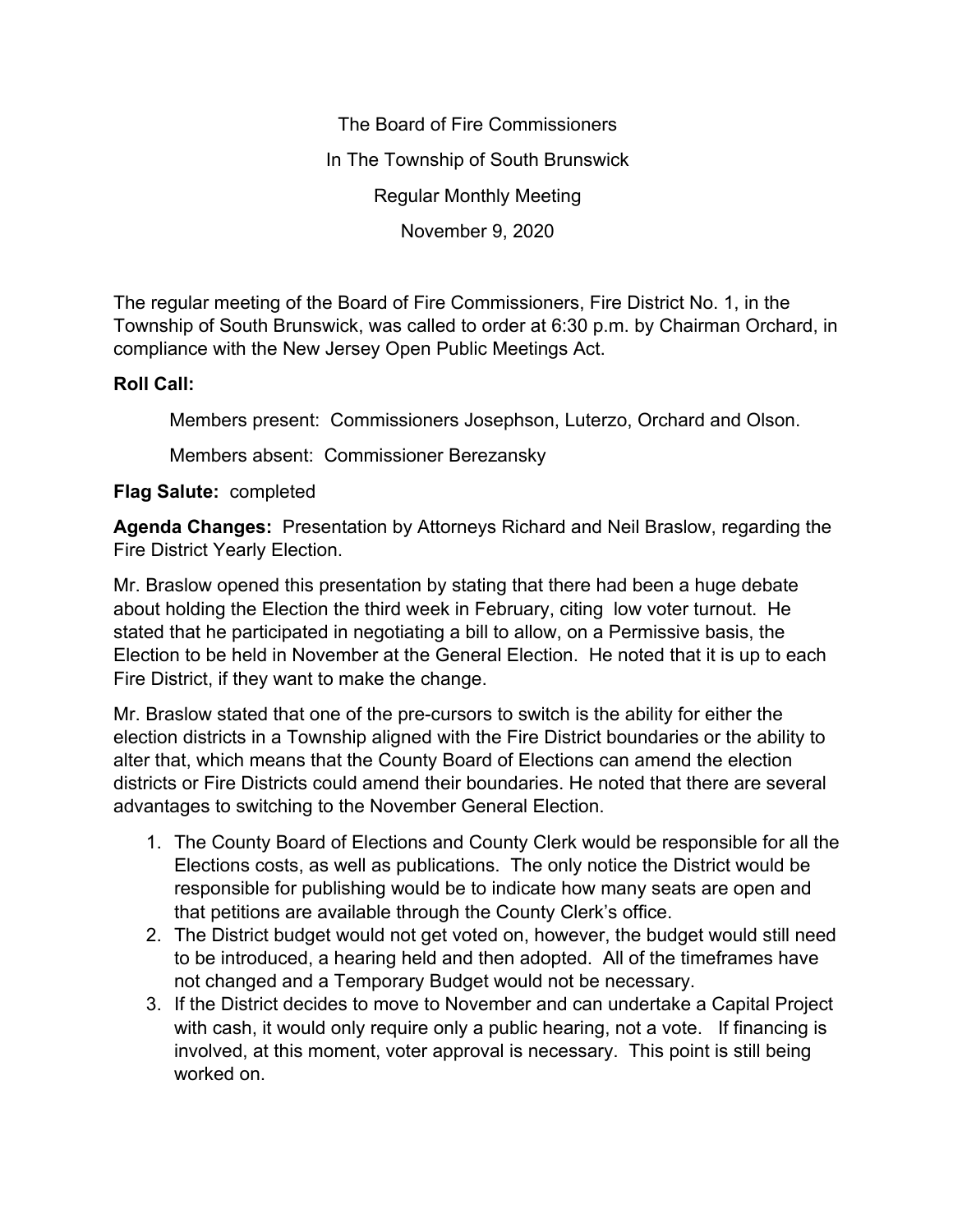The Board of Fire Commissioners

In The Township of South Brunswick

Regular Monthly Meeting

November 9, 2020

The regular meeting of the Board of Fire Commissioners, Fire District No. 1, in the Township of South Brunswick, was called to order at 6:30 p.m. by Chairman Orchard, in compliance with the New Jersey Open Public Meetings Act.

**Roll Call:**

Members present: Commissioners Josephson, Luterzo, Orchard and Olson.

Members absent: Commissioner Berezansky

**Flag Salute:** completed

**Agenda Changes:** Presentation by Attorneys Richard and Neil Braslow, regarding the Fire District Yearly Election.

Mr. Braslow opened this presentation by stating that there had been a huge debate about holding the Election the third week in February, citing low voter turnout. He stated that he participated in negotiating a bill to allow, on a Permissive basis, the Election to be held in November at the General Election. He noted that it is up to each Fire District, if they want to make the change.

Mr. Braslow stated that one of the pre-cursors to switch is the ability for either the election districts in a Township aligned with the Fire District boundaries or the ability to alter that, which means that the County Board of Elections can amend the election districts or Fire Districts could amend their boundaries. He noted that there are several advantages to switching to the November General Election.

1. The County Board of Elections and County Clerk would be responsible for all the Elections costs, as well as publications. The only notice the District would be responsible for publishing would be to indicate how many seats are open and that petitions are available through the County Clerk's office.
2. The District budget would not get voted on, however, the budget would still need to be introduced, a hearing held and then adopted. All of the timeframes have not changed and a Temporary Budget would not be necessary.
3. If the District decides to move to November and can undertake a Capital Project with cash, it would only require only a public hearing, not a vote. If financing is involved, at this moment, voter approval is necessary. This point is still being worked on.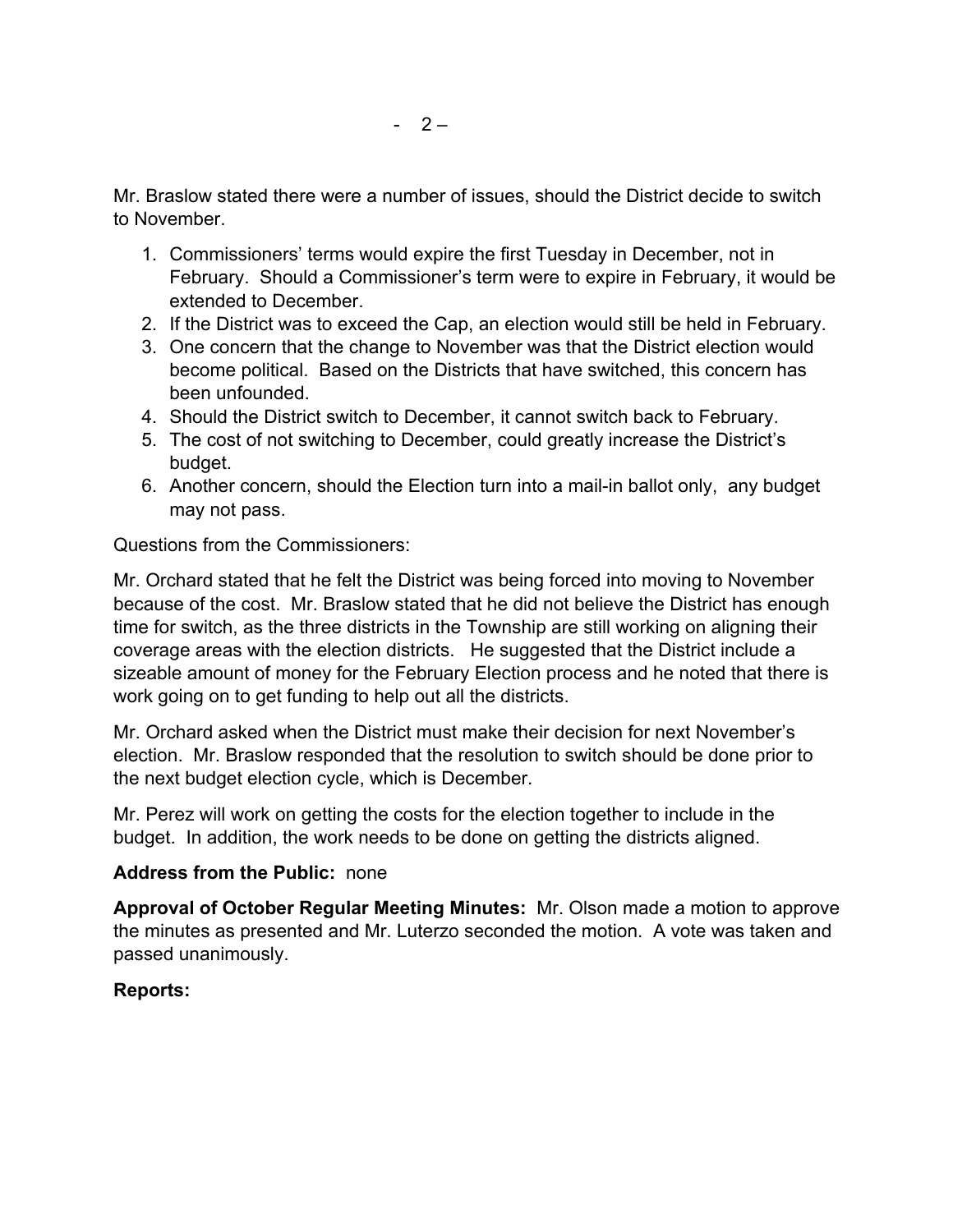Mr. Braslow stated there were a number of issues, should the District decide to switch to November.

1. Commissioners' terms would expire the first Tuesday in December, not in February. Should a Commissioner's term were to expire in February, it would be extended to December.
2. If the District was to exceed the Cap, an election would still be held in February.
3. One concern that the change to November was that the District election would become political. Based on the Districts that have switched, this concern has been unfounded.
4. Should the District switch to December, it cannot switch back to February.
5. The cost of not switching to December, could greatly increase the District's budget.
6. Another concern, should the Election turn into a mail-in ballot only, any budget may not pass.

Questions from the Commissioners:

Mr. Orchard stated that he felt the District was being forced into moving to November because of the cost. Mr. Braslow stated that he did not believe the District has enough time for switch, as the three districts in the Township are still working on aligning their coverage areas with the election districts. He suggested that the District include a sizeable amount of money for the February Election process and he noted that there is work going on to get funding to help out all the districts.

Mr. Orchard asked when the District must make their decision for next November's election. Mr. Braslow responded that the resolution to switch should be done prior to the next budget election cycle, which is December.

Mr. Perez will work on getting the costs for the election together to include in the budget. In addition, the work needs to be done on getting the districts aligned.

**Address from the Public:** none

**Approval of October Regular Meeting Minutes:** Mr. Olson made a motion to approve the minutes as presented and Mr. Luterzo seconded the motion. A vote was taken and passed unanimously.

**Reports:**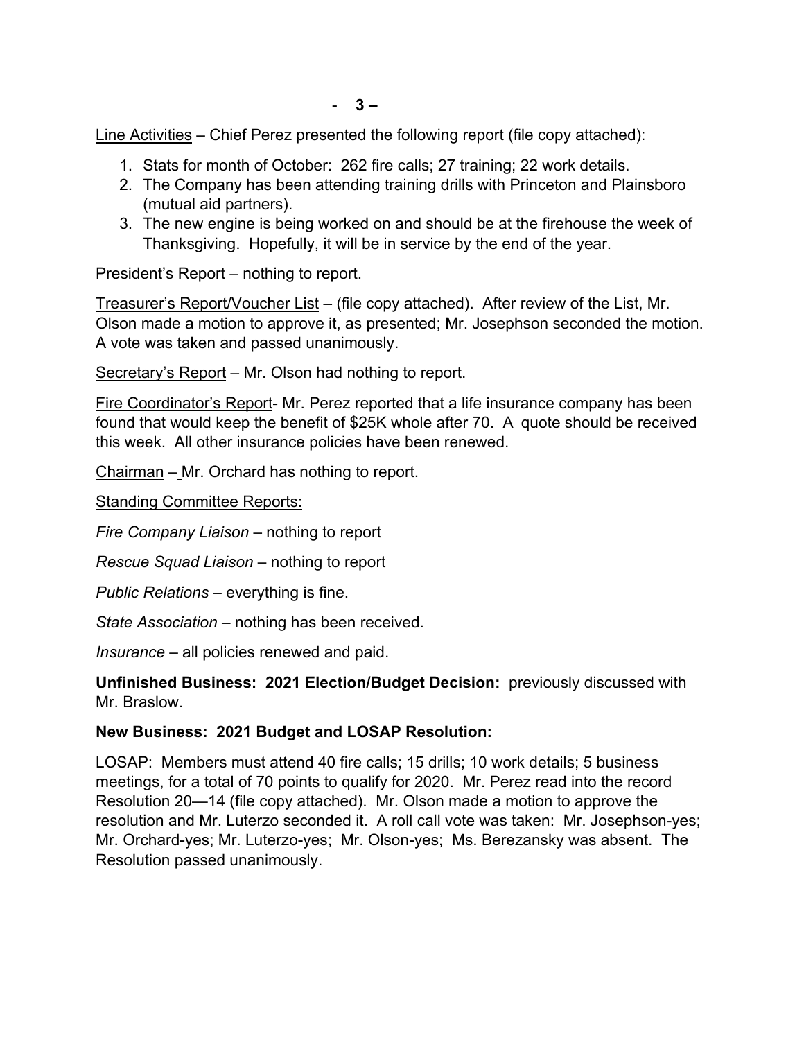Line Activities – Chief Perez presented the following report (file copy attached):

1. Stats for month of October: 262 fire calls; 27 training; 22 work details.
2. The Company has been attending training drills with Princeton and Plainsboro (mutual aid partners).
3. The new engine is being worked on and should be at the firehouse the week of Thanksgiving. Hopefully, it will be in service by the end of the year.

President's Report – nothing to report.

Treasurer's Report/Voucher List – (file copy attached). After review of the List, Mr. Olson made a motion to approve it, as presented; Mr. Josephson seconded the motion. A vote was taken and passed unanimously.

Secretary's Report – Mr. Olson had nothing to report.

Fire Coordinator's Report- Mr. Perez reported that a life insurance company has been found that would keep the benefit of $25K whole after 70. A quote should be received this week. All other insurance policies have been renewed.

Chairman – Mr. Orchard has nothing to report.

Standing Committee Reports:

*Fire Company Liaison* – nothing to report

*Rescue Squad Liaison* – nothing to report

*Public Relations* – everything is fine.

*State Association* – nothing has been received.

*Insurance* – all policies renewed and paid.

**Unfinished Business: 2021 Election/Budget Decision:** previously discussed with Mr. Braslow.

**New Business: 2021 Budget and LOSAP Resolution:**

LOSAP: Members must attend 40 fire calls; 15 drills; 10 work details; 5 business meetings, for a total of 70 points to qualify for 2020. Mr. Perez read into the record Resolution 20—14 (file copy attached). Mr. Olson made a motion to approve the resolution and Mr. Luterzo seconded it. A roll call vote was taken: Mr. Josephson-yes; Mr. Orchard-yes; Mr. Luterzo-yes; Mr. Olson-yes; Ms. Berezansky was absent. The Resolution passed unanimously.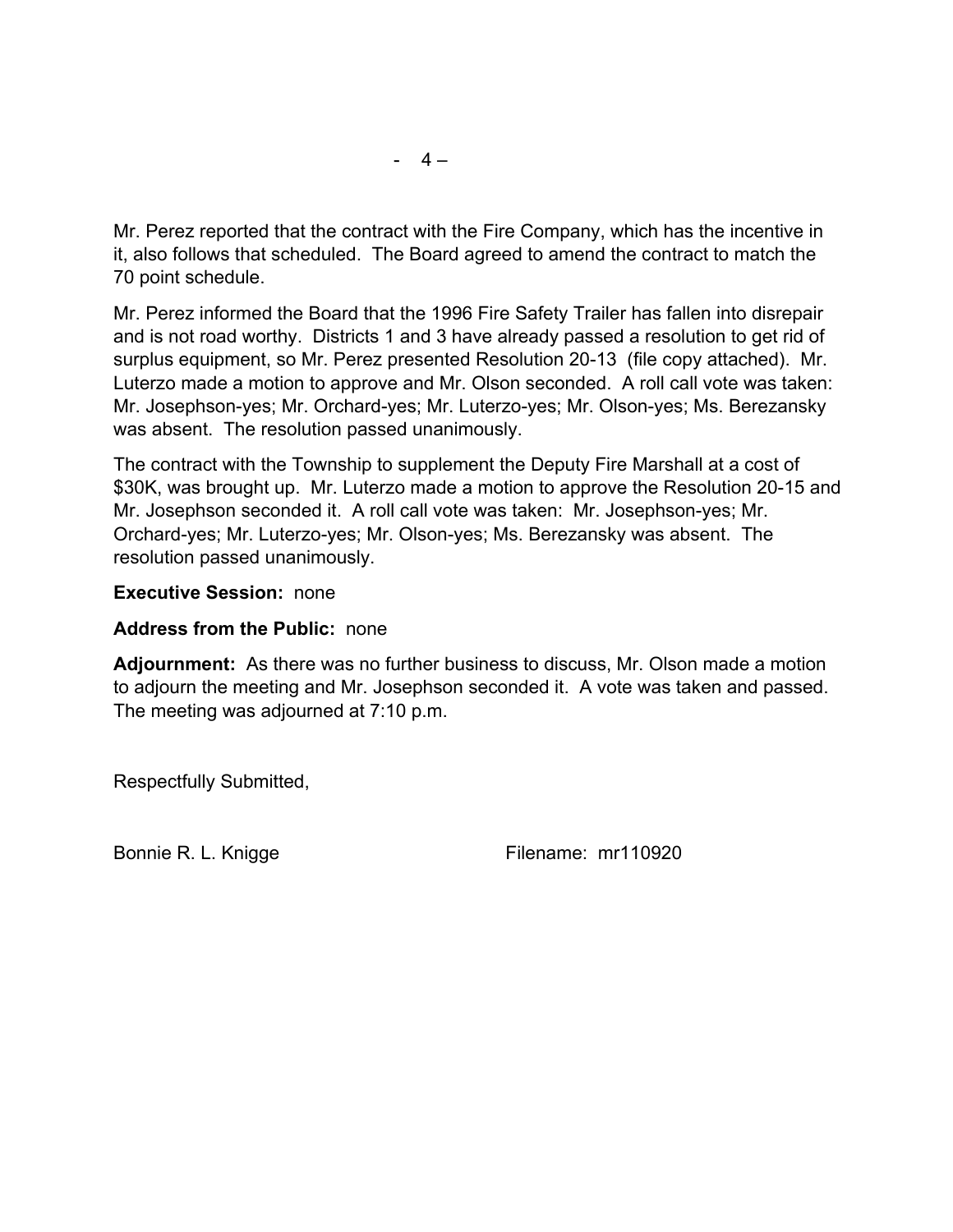Mr. Perez reported that the contract with the Fire Company, which has the incentive in it, also follows that scheduled. The Board agreed to amend the contract to match the 70 point schedule.

Mr. Perez informed the Board that the 1996 Fire Safety Trailer has fallen into disrepair and is not road worthy. Districts 1 and 3 have already passed a resolution to get rid of surplus equipment, so Mr. Perez presented Resolution 20-13 (file copy attached). Mr. Luterzo made a motion to approve and Mr. Olson seconded. A roll call vote was taken: Mr. Josephson-yes; Mr. Orchard-yes; Mr. Luterzo-yes; Mr. Olson-yes; Ms. Berezansky was absent. The resolution passed unanimously.

The contract with the Township to supplement the Deputy Fire Marshall at a cost of $30K, was brought up. Mr. Luterzo made a motion to approve the Resolution 20-15 and Mr. Josephson seconded it. A roll call vote was taken: Mr. Josephson-yes; Mr. Orchard-yes; Mr. Luterzo-yes; Mr. Olson-yes; Ms. Berezansky was absent. The resolution passed unanimously.

**Executive Session:** none

**Address from the Public:** none

**Adjournment:** As there was no further business to discuss, Mr. Olson made a motion to adjourn the meeting and Mr. Josephson seconded it. A vote was taken and passed. The meeting was adjourned at 7:10 p.m.

Respectfully Submitted,

Bonnie R. L. Knigge 　　　　　　　　Filename: mr110920